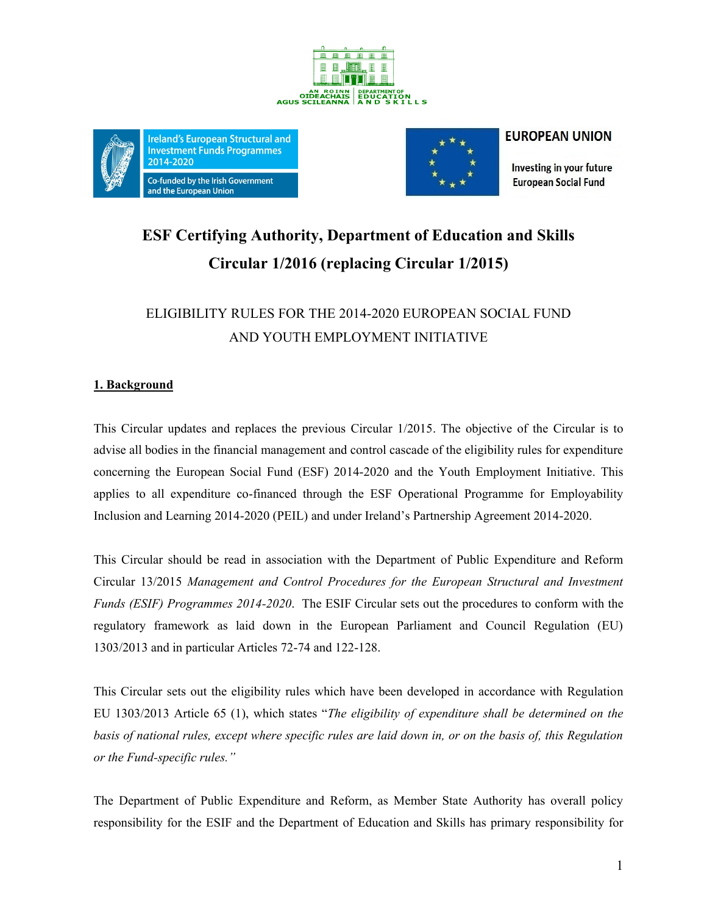# ESF Certifying Authority, Department of Education and Skills Circular 1/2016 (replacing Circular 1/2015)

## ELIGIBILITY RULES FOR THE 2014-2020 EUROPEAN SOCIAL FUND AND YOUTH EMPLOYMENT INITIATIVE

### 1. Background

This Circular updates and replaces the previous Circular 1/2015. The objective of the Circular is to advise all bodies in the financial management and control cascade of the eligibility rules for expenditure concerning the European Social Fund (ESF) 2014-2020 and the Youth Employment Initiative. This applies to all expenditure co-financed through the ESF Operational Programme for Employability Inclusion and Learning 2014-2020 (PEIL) and under Ireland's Partnership Agreement 2014-2020.

This Circular should be read in association with the Department of Public Expenditure and Reform Circular 13/2015 *Management and Control Procedures for the European Structural and Investment Funds (ESIF) Programmes 2014-2020*. The ESIF Circular sets out the procedures to conform with the regulatory framework as laid down in the European Parliament and Council Regulation (EU) 1303/2013 and in particular Articles 72-74 and 122-128.

This Circular sets out the eligibility rules which have been developed in accordance with Regulation EU 1303/2013 Article 65 (1), which states "*The eligibility of expenditure shall be determined on the basis of national rules, except where specific rules are laid down in, or on the basis of, this Regulation or the Fund-specific rules.*"

The Department of Public Expenditure and Reform, as Member State Authority has overall policy responsibility for the ESIF and the Department of Education and Skills has primary responsibility for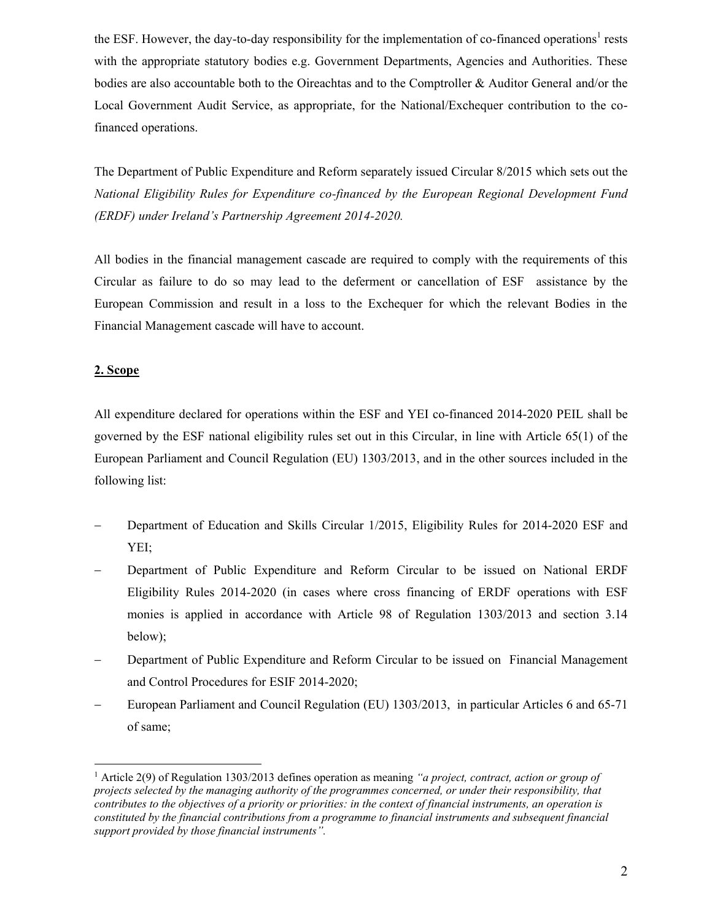the ESF. However, the day-to-day responsibility for the implementation of co-financed operations[1] rests with the appropriate statutory bodies e.g. Government Departments, Agencies and Authorities. These bodies are also accountable both to the Oireachtas and to the Comptroller & Auditor General and/or the Local Government Audit Service, as appropriate, for the National/Exchequer contribution to the co-financed operations.

The Department of Public Expenditure and Reform separately issued Circular 8/2015 which sets out the *National Eligibility Rules for Expenditure co-financed by the European Regional Development Fund (ERDF) under Ireland's Partnership Agreement 2014-2020.*

All bodies in the financial management cascade are required to comply with the requirements of this Circular as failure to do so may lead to the deferment or cancellation of ESF assistance by the European Commission and result in a loss to the Exchequer for which the relevant Bodies in the Financial Management cascade will have to account.

## 2. Scope

All expenditure declared for operations within the ESF and YEI co-financed 2014-2020 PEIL shall be governed by the ESF national eligibility rules set out in this Circular, in line with Article 65(1) of the European Parliament and Council Regulation (EU) 1303/2013, and in the other sources included in the following list:

- Department of Education and Skills Circular 1/2015, Eligibility Rules for 2014-2020 ESF and YEI;
- Department of Public Expenditure and Reform Circular to be issued on National ERDF Eligibility Rules 2014-2020 (in cases where cross financing of ERDF operations with ESF monies is applied in accordance with Article 98 of Regulation 1303/2013 and section 3.14 below);
- Department of Public Expenditure and Reform Circular to be issued on Financial Management and Control Procedures for ESIF 2014-2020;
- European Parliament and Council Regulation (EU) 1303/2013, in particular Articles 6 and 65-71 of same;

[1] Article 2(9) of Regulation 1303/2013 defines operation as meaning *"a project, contract, action or group of projects selected by the managing authority of the programmes concerned, or under their responsibility, that contributes to the objectives of a priority or priorities: in the context of financial instruments, an operation is constituted by the financial contributions from a programme to financial instruments and subsequent financial support provided by those financial instruments".*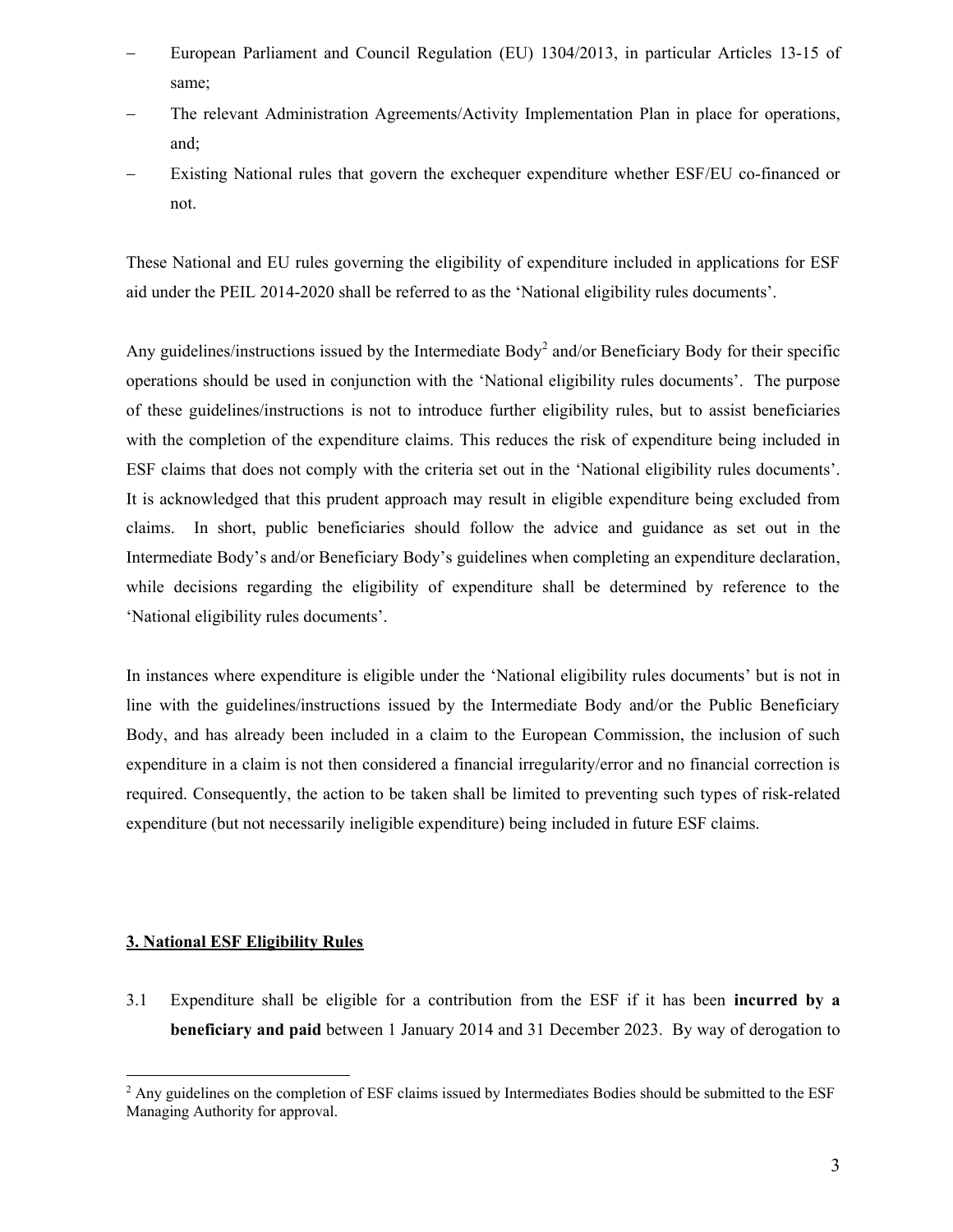- European Parliament and Council Regulation (EU) 1304/2013, in particular Articles 13-15 of same;
- The relevant Administration Agreements/Activity Implementation Plan in place for operations, and;
- Existing National rules that govern the exchequer expenditure whether ESF/EU co-financed or not.

These National and EU rules governing the eligibility of expenditure included in applications for ESF aid under the PEIL 2014-2020 shall be referred to as the 'National eligibility rules documents'.

Any guidelines/instructions issued by the Intermediate Body[2] and/or Beneficiary Body for their specific operations should be used in conjunction with the 'National eligibility rules documents'. The purpose of these guidelines/instructions is not to introduce further eligibility rules, but to assist beneficiaries with the completion of the expenditure claims. This reduces the risk of expenditure being included in ESF claims that does not comply with the criteria set out in the 'National eligibility rules documents'. It is acknowledged that this prudent approach may result in eligible expenditure being excluded from claims. In short, public beneficiaries should follow the advice and guidance as set out in the Intermediate Body's and/or Beneficiary Body's guidelines when completing an expenditure declaration, while decisions regarding the eligibility of expenditure shall be determined by reference to the 'National eligibility rules documents'.

In instances where expenditure is eligible under the 'National eligibility rules documents' but is not in line with the guidelines/instructions issued by the Intermediate Body and/or the Public Beneficiary Body, and has already been included in a claim to the European Commission, the inclusion of such expenditure in a claim is not then considered a financial irregularity/error and no financial correction is required. Consequently, the action to be taken shall be limited to preventing such types of risk-related expenditure (but not necessarily ineligible expenditure) being included in future ESF claims.

## 3. National ESF Eligibility Rules

3.1 Expenditure shall be eligible for a contribution from the ESF if it has been **incurred by a beneficiary and paid** between 1 January 2014 and 31 December 2023. By way of derogation to

[2] Any guidelines on the completion of ESF claims issued by Intermediates Bodies should be submitted to the ESF Managing Authority for approval.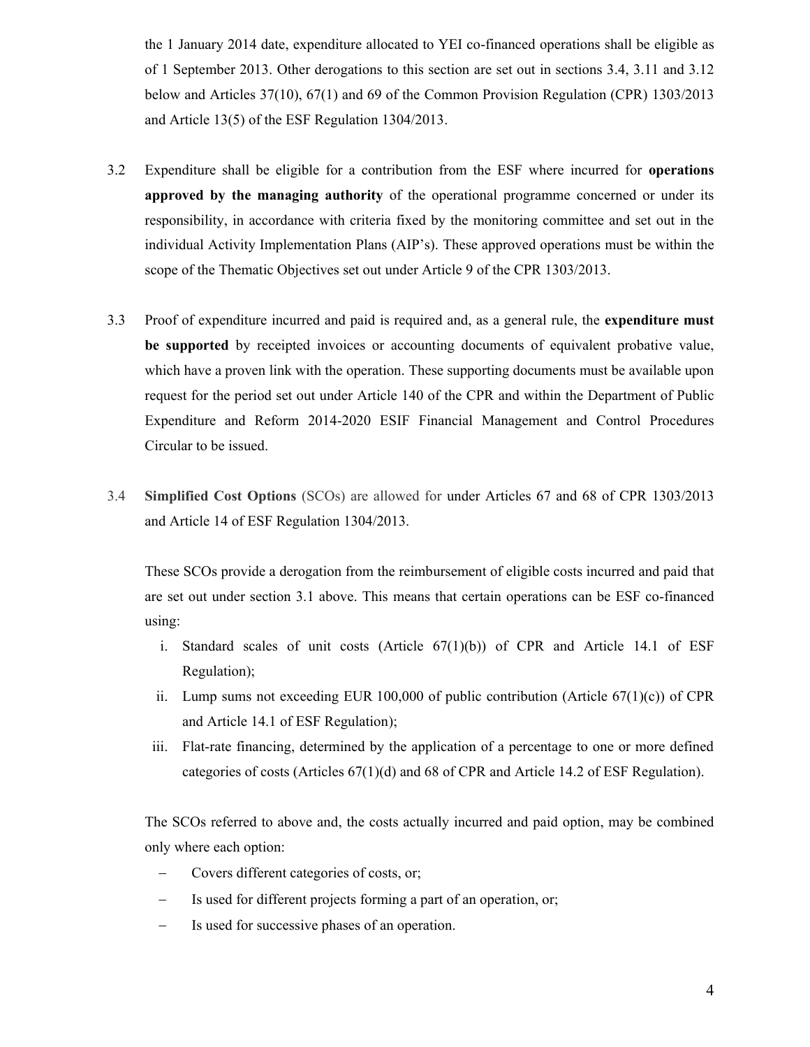the 1 January 2014 date, expenditure allocated to YEI co-financed operations shall be eligible as of 1 September 2013. Other derogations to this section are set out in sections 3.4, 3.11 and 3.12 below and Articles 37(10), 67(1) and 69 of the Common Provision Regulation (CPR) 1303/2013 and Article 13(5) of the ESF Regulation 1304/2013.

3.2 Expenditure shall be eligible for a contribution from the ESF where incurred for **operations approved by the managing authority** of the operational programme concerned or under its responsibility, in accordance with criteria fixed by the monitoring committee and set out in the individual Activity Implementation Plans (AIP's). These approved operations must be within the scope of the Thematic Objectives set out under Article 9 of the CPR 1303/2013.

3.3 Proof of expenditure incurred and paid is required and, as a general rule, the **expenditure must be supported** by receipted invoices or accounting documents of equivalent probative value, which have a proven link with the operation. These supporting documents must be available upon request for the period set out under Article 140 of the CPR and within the Department of Public Expenditure and Reform 2014-2020 ESIF Financial Management and Control Procedures Circular to be issued.

3.4 **Simplified Cost Options** (SCOs) are allowed for under Articles 67 and 68 of CPR 1303/2013 and Article 14 of ESF Regulation 1304/2013.

These SCOs provide a derogation from the reimbursement of eligible costs incurred and paid that are set out under section 3.1 above. This means that certain operations can be ESF co-financed using:

i. Standard scales of unit costs (Article 67(1)(b)) of CPR and Article 14.1 of ESF Regulation);
ii. Lump sums not exceeding EUR 100,000 of public contribution (Article 67(1)(c)) of CPR and Article 14.1 of ESF Regulation);
iii. Flat-rate financing, determined by the application of a percentage to one or more defined categories of costs (Articles 67(1)(d) and 68 of CPR and Article 14.2 of ESF Regulation).

The SCOs referred to above and, the costs actually incurred and paid option, may be combined only where each option:

- Covers different categories of costs, or;
- Is used for different projects forming a part of an operation, or;
- Is used for successive phases of an operation.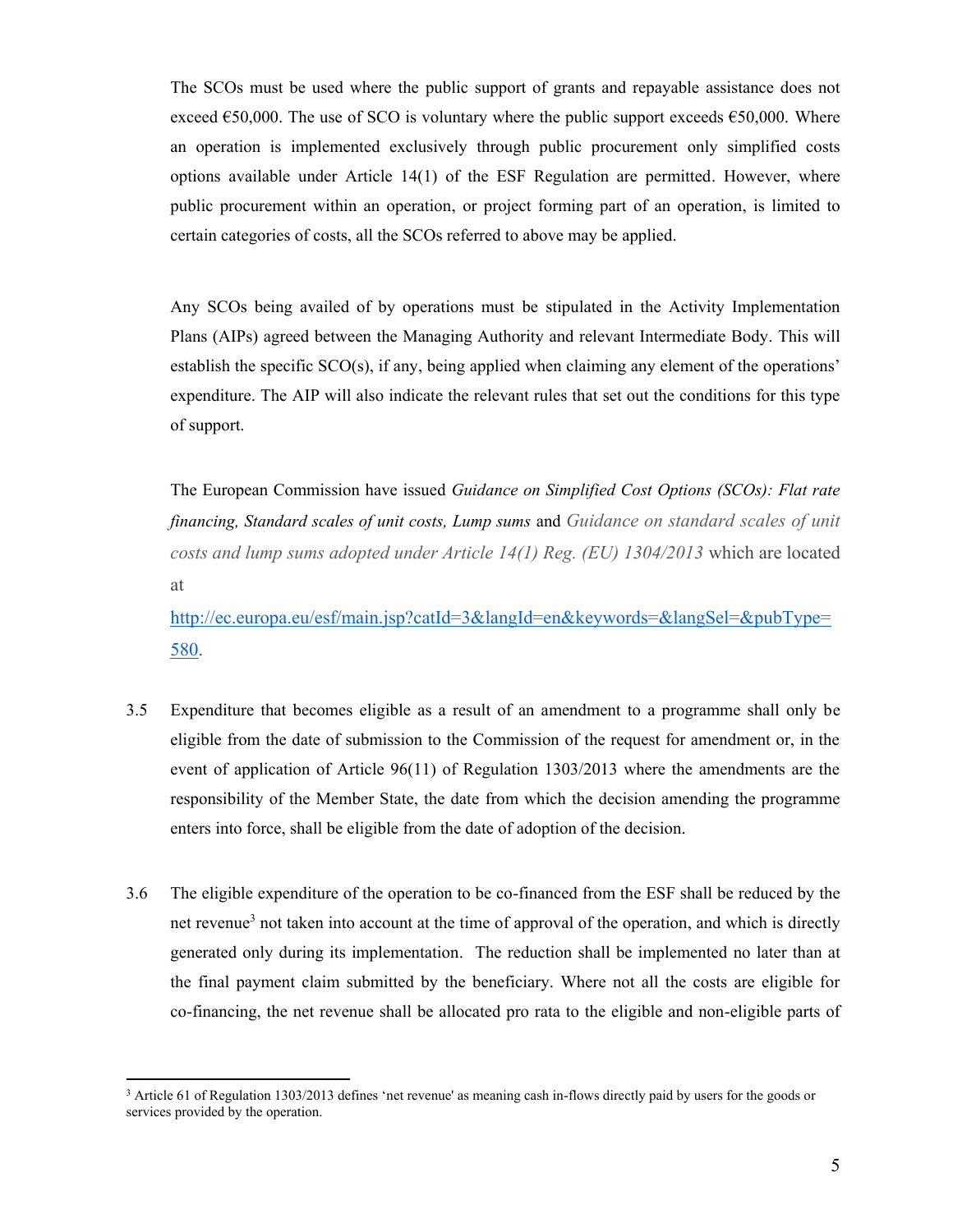The SCOs must be used where the public support of grants and repayable assistance does not exceed €50,000. The use of SCO is voluntary where the public support exceeds €50,000. Where an operation is implemented exclusively through public procurement only simplified costs options available under Article 14(1) of the ESF Regulation are permitted. However, where public procurement within an operation, or project forming part of an operation, is limited to certain categories of costs, all the SCOs referred to above may be applied.

Any SCOs being availed of by operations must be stipulated in the Activity Implementation Plans (AIPs) agreed between the Managing Authority and relevant Intermediate Body. This will establish the specific SCO(s), if any, being applied when claiming any element of the operations' expenditure. The AIP will also indicate the relevant rules that set out the conditions for this type of support.

The European Commission have issued *Guidance on Simplified Cost Options (SCOs): Flat rate financing, Standard scales of unit costs, Lump sums* and *Guidance on standard scales of unit costs and lump sums adopted under Article 14(1) Reg. (EU) 1304/2013* which are located at [http://ec.europa.eu/esf/main.jsp?catId=3&langId=en&keywords=&langSel=&pubType=580](http://ec.europa.eu/esf/main.jsp?catId=3&langId=en&keywords=&langSel=&pubType=580).

3.5 Expenditure that becomes eligible as a result of an amendment to a programme shall only be eligible from the date of submission to the Commission of the request for amendment or, in the event of application of Article 96(11) of Regulation 1303/2013 where the amendments are the responsibility of the Member State, the date from which the decision amending the programme enters into force, shall be eligible from the date of adoption of the decision.

3.6 The eligible expenditure of the operation to be co-financed from the ESF shall be reduced by the net revenue[3] not taken into account at the time of approval of the operation, and which is directly generated only during its implementation. The reduction shall be implemented no later than at the final payment claim submitted by the beneficiary. Where not all the costs are eligible for co-financing, the net revenue shall be allocated pro rata to the eligible and non-eligible parts of

[3] Article 61 of Regulation 1303/2013 defines 'net revenue' as meaning cash in-flows directly paid by users for the goods or services provided by the operation.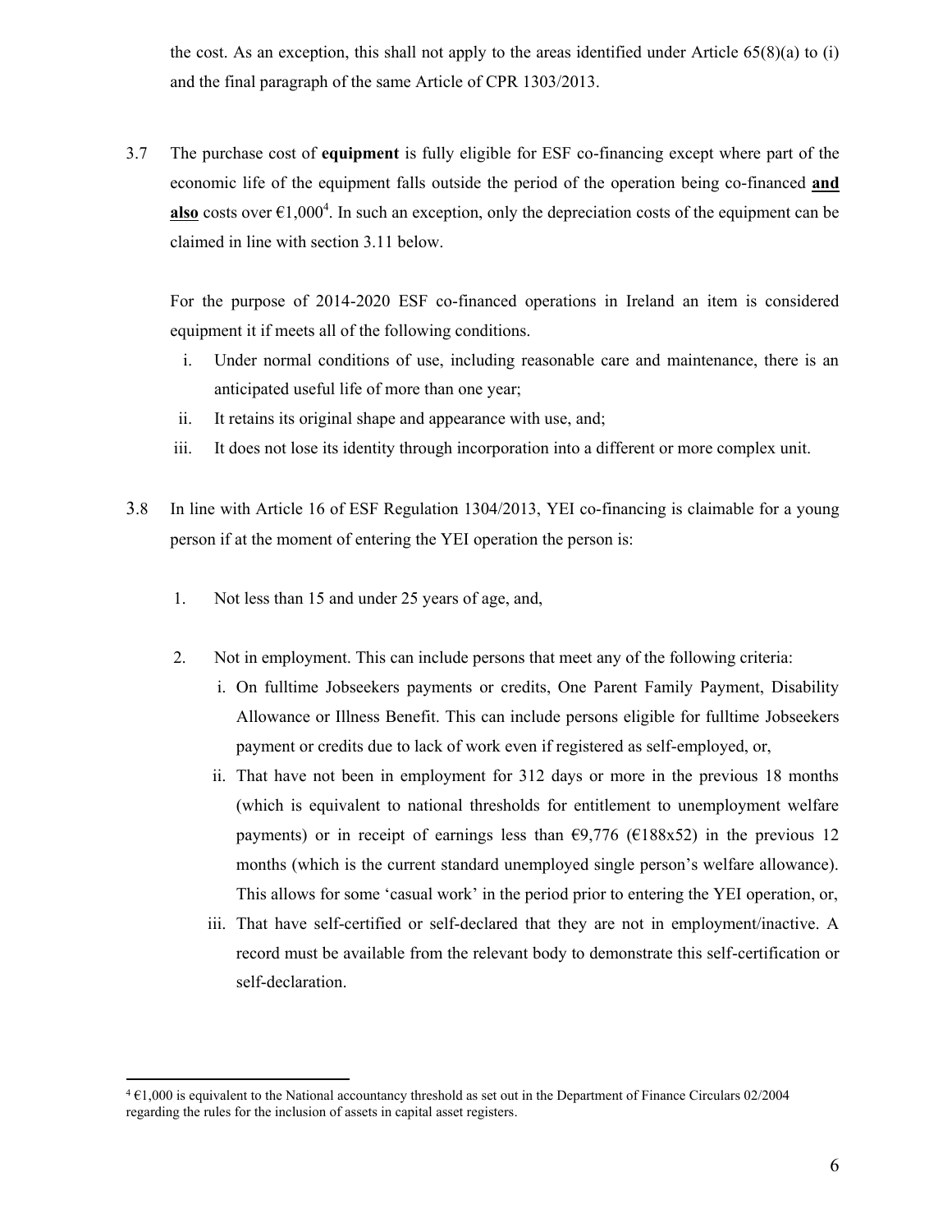the cost. As an exception, this shall not apply to the areas identified under Article 65(8)(a) to (i) and the final paragraph of the same Article of CPR 1303/2013.

3.7 The purchase cost of **equipment** is fully eligible for ESF co-financing except where part of the economic life of the equipment falls outside the period of the operation being co-financed **and also** costs over €1,000[4]. In such an exception, only the depreciation costs of the equipment can be claimed in line with section 3.11 below.

For the purpose of 2014-2020 ESF co-financed operations in Ireland an item is considered equipment it if meets all of the following conditions.

i. Under normal conditions of use, including reasonable care and maintenance, there is an anticipated useful life of more than one year;
ii. It retains its original shape and appearance with use, and;
iii. It does not lose its identity through incorporation into a different or more complex unit.

3.8 In line with Article 16 of ESF Regulation 1304/2013, YEI co-financing is claimable for a young person if at the moment of entering the YEI operation the person is:

1. Not less than 15 and under 25 years of age, and,

2. Not in employment. This can include persons that meet any of the following criteria:
   i. On fulltime Jobseekers payments or credits, One Parent Family Payment, Disability Allowance or Illness Benefit. This can include persons eligible for fulltime Jobseekers payment or credits due to lack of work even if registered as self-employed, or,
   ii. That have not been in employment for 312 days or more in the previous 18 months (which is equivalent to national thresholds for entitlement to unemployment welfare payments) or in receipt of earnings less than €9,776 (€188x52) in the previous 12 months (which is the current standard unemployed single person's welfare allowance). This allows for some 'casual work' in the period prior to entering the YEI operation, or,
   iii. That have self-certified or self-declared that they are not in employment/inactive. A record must be available from the relevant body to demonstrate this self-certification or self-declaration.

[4] €1,000 is equivalent to the National accountancy threshold as set out in the Department of Finance Circulars 02/2004 regarding the rules for the inclusion of assets in capital asset registers.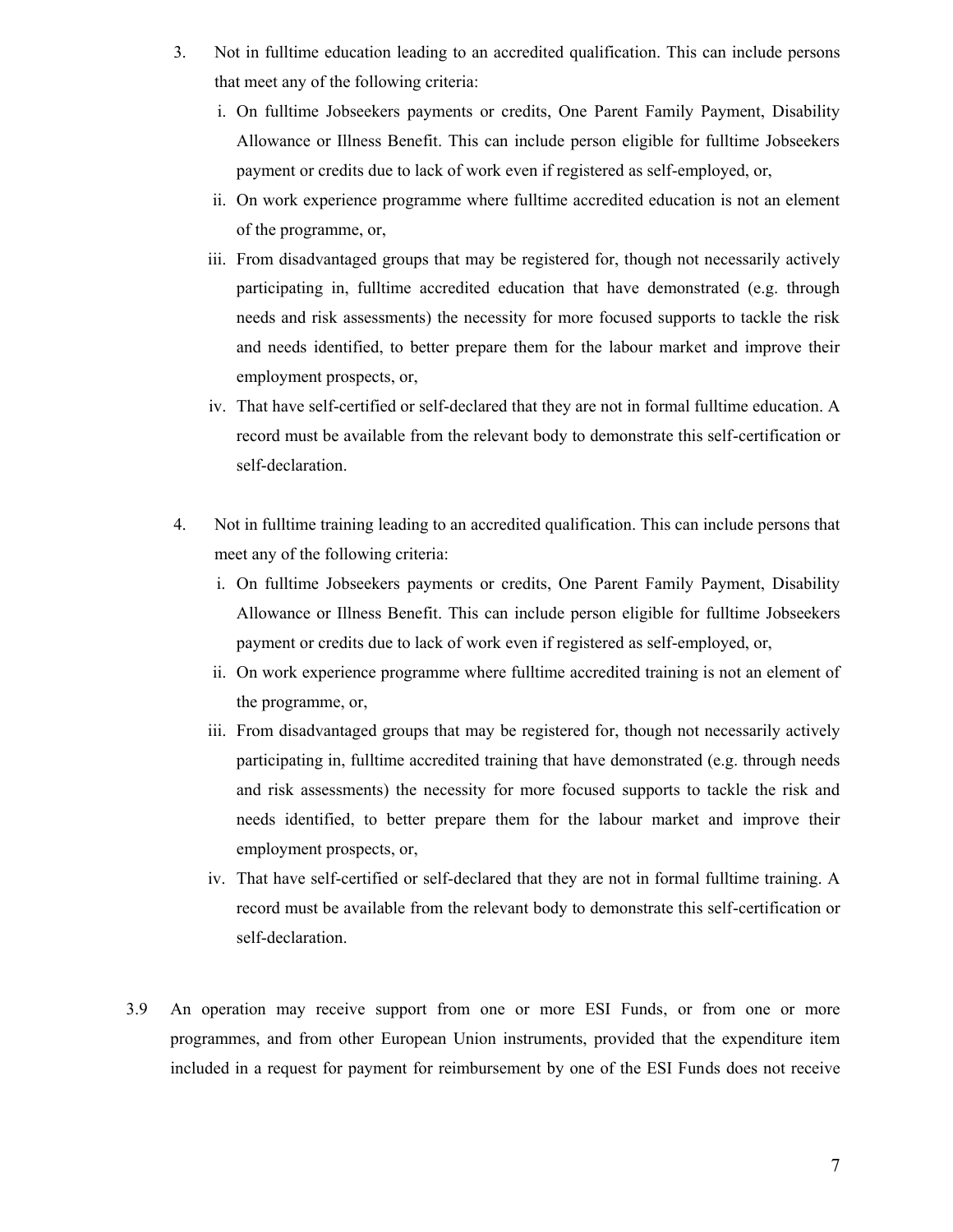3. Not in fulltime education leading to an accredited qualification. This can include persons that meet any of the following criteria:

   i. On fulltime Jobseekers payments or credits, One Parent Family Payment, Disability Allowance or Illness Benefit. This can include person eligible for fulltime Jobseekers payment or credits due to lack of work even if registered as self-employed, or,

   ii. On work experience programme where fulltime accredited education is not an element of the programme, or,

   iii. From disadvantaged groups that may be registered for, though not necessarily actively participating in, fulltime accredited education that have demonstrated (e.g. through needs and risk assessments) the necessity for more focused supports to tackle the risk and needs identified, to better prepare them for the labour market and improve their employment prospects, or,

   iv. That have self-certified or self-declared that they are not in formal fulltime education. A record must be available from the relevant body to demonstrate this self-certification or self-declaration.

4. Not in fulltime training leading to an accredited qualification. This can include persons that meet any of the following criteria:

   i. On fulltime Jobseekers payments or credits, One Parent Family Payment, Disability Allowance or Illness Benefit. This can include person eligible for fulltime Jobseekers payment or credits due to lack of work even if registered as self-employed, or,

   ii. On work experience programme where fulltime accredited training is not an element of the programme, or,

   iii. From disadvantaged groups that may be registered for, though not necessarily actively participating in, fulltime accredited training that have demonstrated (e.g. through needs and risk assessments) the necessity for more focused supports to tackle the risk and needs identified, to better prepare them for the labour market and improve their employment prospects, or,

   iv. That have self-certified or self-declared that they are not in formal fulltime training. A record must be available from the relevant body to demonstrate this self-certification or self-declaration.

3.9 An operation may receive support from one or more ESI Funds, or from one or more programmes, and from other European Union instruments, provided that the expenditure item included in a request for payment for reimbursement by one of the ESI Funds does not receive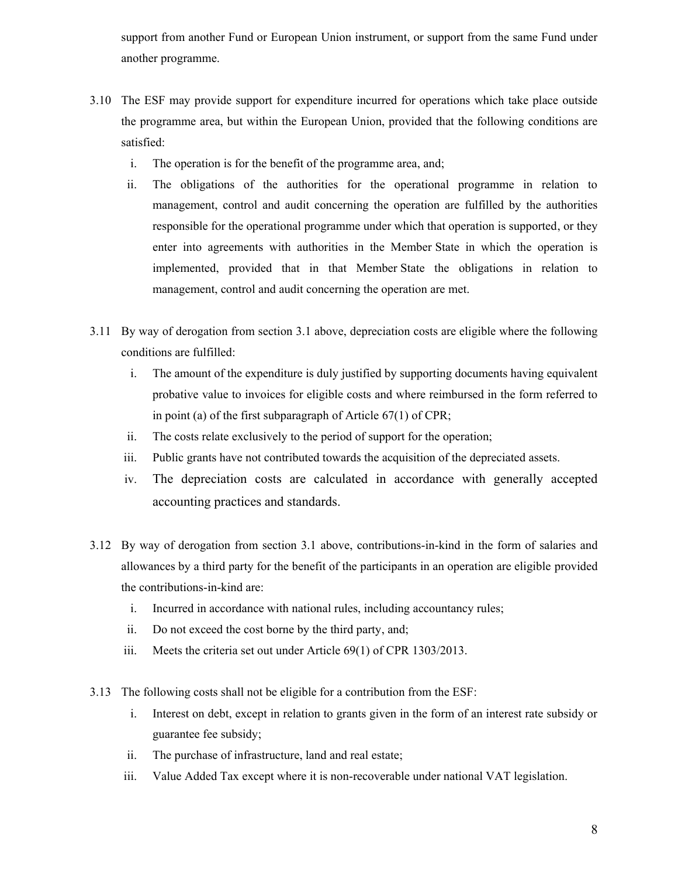support from another Fund or European Union instrument, or support from the same Fund under another programme.

3.10 The ESF may provide support for expenditure incurred for operations which take place outside the programme area, but within the European Union, provided that the following conditions are satisfied:

   i. The operation is for the benefit of the programme area, and;
   ii. The obligations of the authorities for the operational programme in relation to management, control and audit concerning the operation are fulfilled by the authorities responsible for the operational programme under which that operation is supported, or they enter into agreements with authorities in the Member State in which the operation is implemented, provided that in that Member State the obligations in relation to management, control and audit concerning the operation are met.

3.11 By way of derogation from section 3.1 above, depreciation costs are eligible where the following conditions are fulfilled:

   i. The amount of the expenditure is duly justified by supporting documents having equivalent probative value to invoices for eligible costs and where reimbursed in the form referred to in point (a) of the first subparagraph of Article 67(1) of CPR;
   ii. The costs relate exclusively to the period of support for the operation;
   iii. Public grants have not contributed towards the acquisition of the depreciated assets.
   iv. The depreciation costs are calculated in accordance with generally accepted accounting practices and standards.

3.12 By way of derogation from section 3.1 above, contributions-in-kind in the form of salaries and allowances by a third party for the benefit of the participants in an operation are eligible provided the contributions-in-kind are:

   i. Incurred in accordance with national rules, including accountancy rules;
   ii. Do not exceed the cost borne by the third party, and;
   iii. Meets the criteria set out under Article 69(1) of CPR 1303/2013.

3.13 The following costs shall not be eligible for a contribution from the ESF:

   i. Interest on debt, except in relation to grants given in the form of an interest rate subsidy or guarantee fee subsidy;
   ii. The purchase of infrastructure, land and real estate;
   iii. Value Added Tax except where it is non-recoverable under national VAT legislation.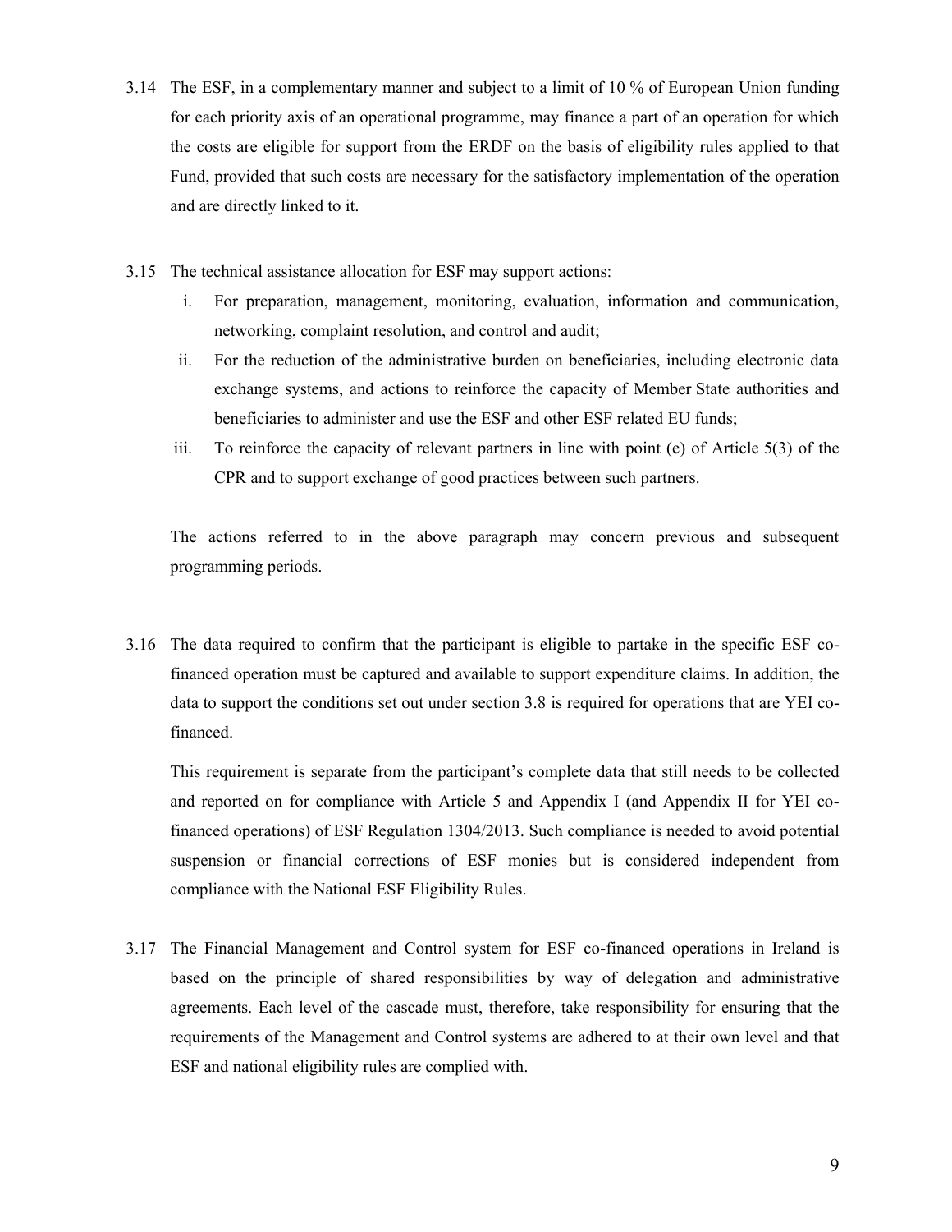3.14 The ESF, in a complementary manner and subject to a limit of 10 % of European Union funding for each priority axis of an operational programme, may finance a part of an operation for which the costs are eligible for support from the ERDF on the basis of eligibility rules applied to that Fund, provided that such costs are necessary for the satisfactory implementation of the operation and are directly linked to it.

3.15 The technical assistance allocation for ESF may support actions:

i. For preparation, management, monitoring, evaluation, information and communication, networking, complaint resolution, and control and audit;
ii. For the reduction of the administrative burden on beneficiaries, including electronic data exchange systems, and actions to reinforce the capacity of Member State authorities and beneficiaries to administer and use the ESF and other ESF related EU funds;
iii. To reinforce the capacity of relevant partners in line with point (e) of Article 5(3) of the CPR and to support exchange of good practices between such partners.

The actions referred to in the above paragraph may concern previous and subsequent programming periods.

3.16 The data required to confirm that the participant is eligible to partake in the specific ESF co-financed operation must be captured and available to support expenditure claims. In addition, the data to support the conditions set out under section 3.8 is required for operations that are YEI co-financed.

This requirement is separate from the participant's complete data that still needs to be collected and reported on for compliance with Article 5 and Appendix I (and Appendix II for YEI co-financed operations) of ESF Regulation 1304/2013. Such compliance is needed to avoid potential suspension or financial corrections of ESF monies but is considered independent from compliance with the National ESF Eligibility Rules.

3.17 The Financial Management and Control system for ESF co-financed operations in Ireland is based on the principle of shared responsibilities by way of delegation and administrative agreements. Each level of the cascade must, therefore, take responsibility for ensuring that the requirements of the Management and Control systems are adhered to at their own level and that ESF and national eligibility rules are complied with.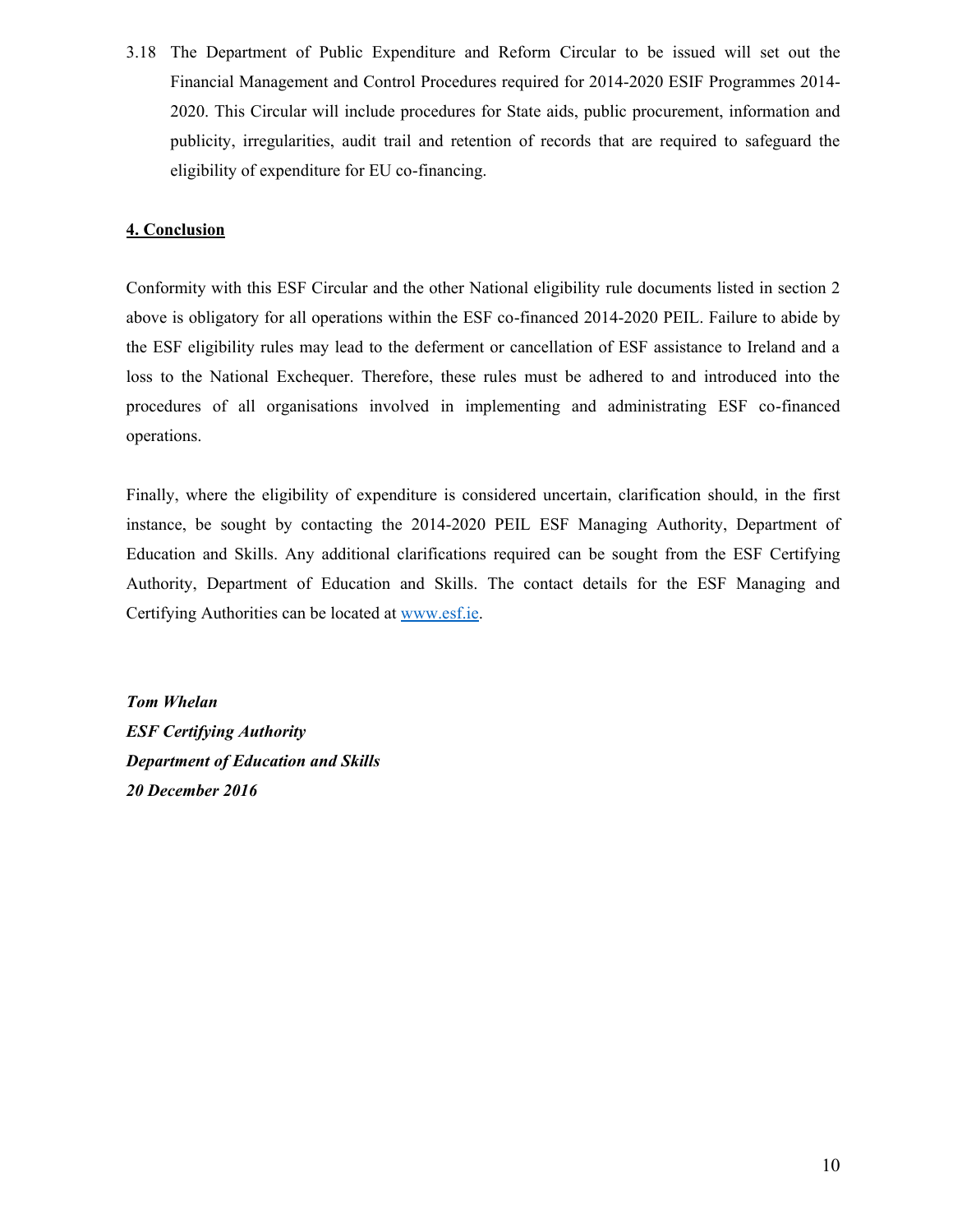3.18 The Department of Public Expenditure and Reform Circular to be issued will set out the Financial Management and Control Procedures required for 2014-2020 ESIF Programmes 2014-2020. This Circular will include procedures for State aids, public procurement, information and publicity, irregularities, audit trail and retention of records that are required to safeguard the eligibility of expenditure for EU co-financing.

## 4. Conclusion

Conformity with this ESF Circular and the other National eligibility rule documents listed in section 2 above is obligatory for all operations within the ESF co-financed 2014-2020 PEIL. Failure to abide by the ESF eligibility rules may lead to the deferment or cancellation of ESF assistance to Ireland and a loss to the National Exchequer. Therefore, these rules must be adhered to and introduced into the procedures of all organisations involved in implementing and administrating ESF co-financed operations.

Finally, where the eligibility of expenditure is considered uncertain, clarification should, in the first instance, be sought by contacting the 2014-2020 PEIL ESF Managing Authority, Department of Education and Skills. Any additional clarifications required can be sought from the ESF Certifying Authority, Department of Education and Skills. The contact details for the ESF Managing and Certifying Authorities can be located at [www.esf.ie](http://www.esf.ie).

***Tom Whelan***
***ESF Certifying Authority***
***Department of Education and Skills***
***20 December 2016***